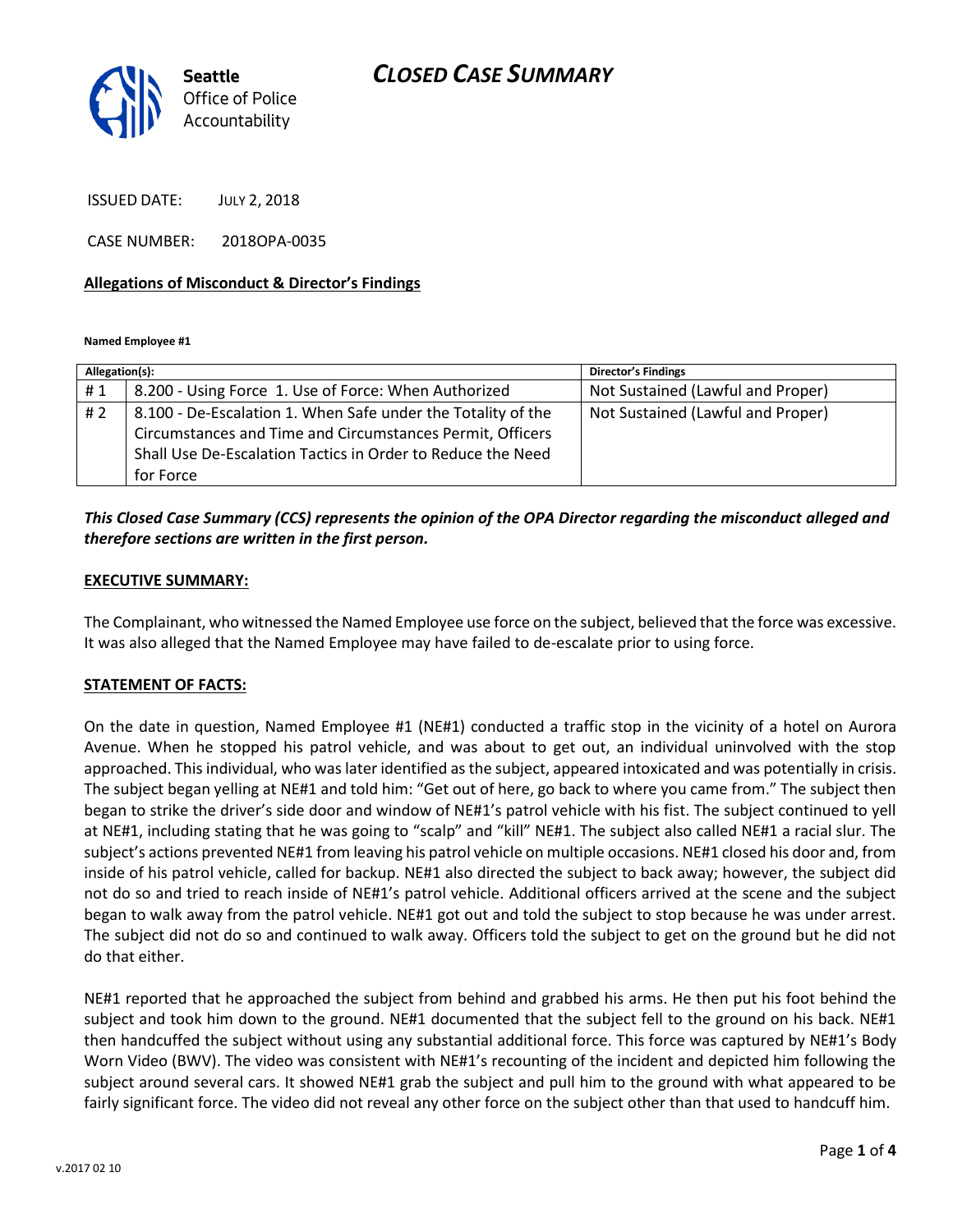# CLOSED CASE SUMMARY

Seattle Office of Police Accountability

ISSUED DATE: JULY 2, 2018

CASE NUMBER: 2018OPA-0035

**Allegations of Misconduct & Director's Findings**

**Named Employee #1**

| Allegation(s): | | Director's Findings |
|---|---|---|
| # 1 | 8.200 - Using Force 1. Use of Force: When Authorized | Not Sustained (Lawful and Proper) |
| # 2 | 8.100 - De-Escalation 1. When Safe under the Totality of the Circumstances and Time and Circumstances Permit, Officers Shall Use De-Escalation Tactics in Order to Reduce the Need for Force | Not Sustained (Lawful and Proper) |

***This Closed Case Summary (CCS) represents the opinion of the OPA Director regarding the misconduct alleged and therefore sections are written in the first person.***

**EXECUTIVE SUMMARY:**

The Complainant, who witnessed the Named Employee use force on the subject, believed that the force was excessive. It was also alleged that the Named Employee may have failed to de-escalate prior to using force.

**STATEMENT OF FACTS:**

On the date in question, Named Employee #1 (NE#1) conducted a traffic stop in the vicinity of a hotel on Aurora Avenue. When he stopped his patrol vehicle, and was about to get out, an individual uninvolved with the stop approached. This individual, who was later identified as the subject, appeared intoxicated and was potentially in crisis. The subject began yelling at NE#1 and told him: "Get out of here, go back to where you came from." The subject then began to strike the driver's side door and window of NE#1's patrol vehicle with his fist. The subject continued to yell at NE#1, including stating that he was going to "scalp" and "kill" NE#1. The subject also called NE#1 a racial slur. The subject's actions prevented NE#1 from leaving his patrol vehicle on multiple occasions. NE#1 closed his door and, from inside of his patrol vehicle, called for backup. NE#1 also directed the subject to back away; however, the subject did not do so and tried to reach inside of NE#1's patrol vehicle. Additional officers arrived at the scene and the subject began to walk away from the patrol vehicle. NE#1 got out and told the subject to stop because he was under arrest. The subject did not do so and continued to walk away. Officers told the subject to get on the ground but he did not do that either.

NE#1 reported that he approached the subject from behind and grabbed his arms. He then put his foot behind the subject and took him down to the ground. NE#1 documented that the subject fell to the ground on his back. NE#1 then handcuffed the subject without using any substantial additional force. This force was captured by NE#1's Body Worn Video (BWV). The video was consistent with NE#1's recounting of the incident and depicted him following the subject around several cars. It showed NE#1 grab the subject and pull him to the ground with what appeared to be fairly significant force. The video did not reveal any other force on the subject other than that used to handcuff him.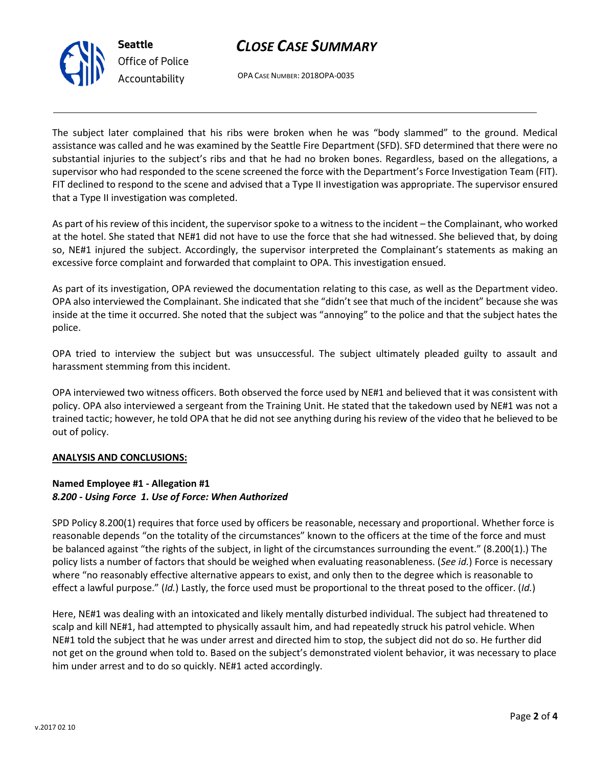The subject later complained that his ribs were broken when he was "body slammed" to the ground. Medical assistance was called and he was examined by the Seattle Fire Department (SFD). SFD determined that there were no substantial injuries to the subject's ribs and that he had no broken bones. Regardless, based on the allegations, a supervisor who had responded to the scene screened the force with the Department's Force Investigation Team (FIT). FIT declined to respond to the scene and advised that a Type II investigation was appropriate. The supervisor ensured that a Type II investigation was completed.

As part of his review of this incident, the supervisor spoke to a witness to the incident – the Complainant, who worked at the hotel. She stated that NE#1 did not have to use the force that she had witnessed. She believed that, by doing so, NE#1 injured the subject. Accordingly, the supervisor interpreted the Complainant's statements as making an excessive force complaint and forwarded that complaint to OPA. This investigation ensued.

As part of its investigation, OPA reviewed the documentation relating to this case, as well as the Department video. OPA also interviewed the Complainant. She indicated that she "didn't see that much of the incident" because she was inside at the time it occurred. She noted that the subject was "annoying" to the police and that the subject hates the police.

OPA tried to interview the subject but was unsuccessful. The subject ultimately pleaded guilty to assault and harassment stemming from this incident.

OPA interviewed two witness officers. Both observed the force used by NE#1 and believed that it was consistent with policy. OPA also interviewed a sergeant from the Training Unit. He stated that the takedown used by NE#1 was not a trained tactic; however, he told OPA that he did not see anything during his review of the video that he believed to be out of policy.

**ANALYSIS AND CONCLUSIONS:**

**Named Employee #1 - Allegation #1**
***8.200 - Using Force 1. Use of Force: When Authorized***

SPD Policy 8.200(1) requires that force used by officers be reasonable, necessary and proportional. Whether force is reasonable depends "on the totality of the circumstances" known to the officers at the time of the force and must be balanced against "the rights of the subject, in light of the circumstances surrounding the event." (8.200(1).) The policy lists a number of factors that should be weighed when evaluating reasonableness. (*See id.*) Force is necessary where "no reasonably effective alternative appears to exist, and only then to the degree which is reasonable to effect a lawful purpose." (*Id.*) Lastly, the force used must be proportional to the threat posed to the officer. (*Id.*)

Here, NE#1 was dealing with an intoxicated and likely mentally disturbed individual. The subject had threatened to scalp and kill NE#1, had attempted to physically assault him, and had repeatedly struck his patrol vehicle. When NE#1 told the subject that he was under arrest and directed him to stop, the subject did not do so. He further did not get on the ground when told to. Based on the subject's demonstrated violent behavior, it was necessary to place him under arrest and to do so quickly. NE#1 acted accordingly.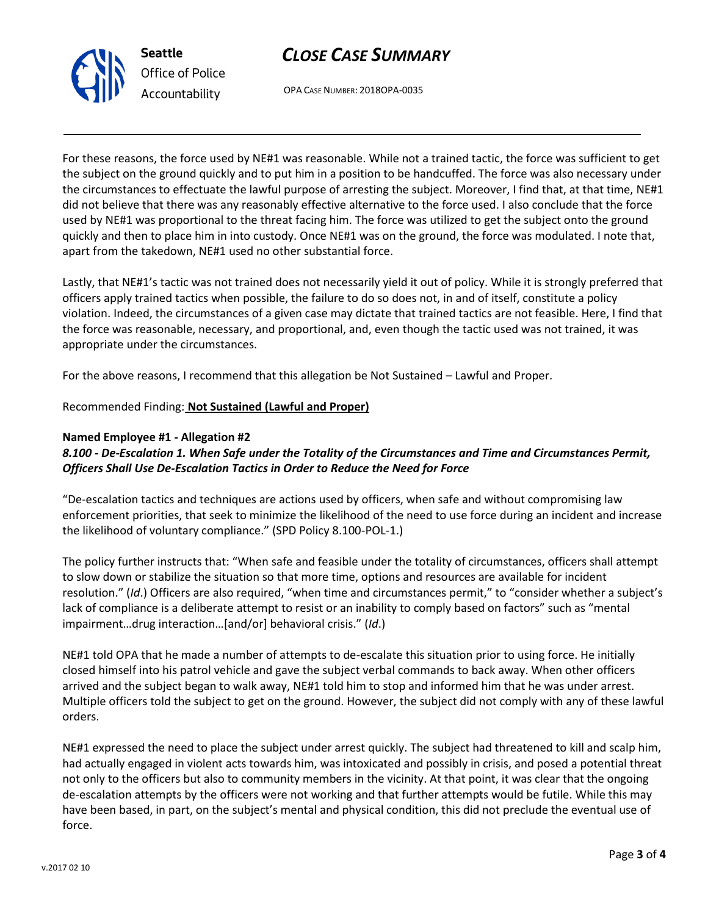For these reasons, the force used by NE#1 was reasonable. While not a trained tactic, the force was sufficient to get the subject on the ground quickly and to put him in a position to be handcuffed. The force was also necessary under the circumstances to effectuate the lawful purpose of arresting the subject. Moreover, I find that, at that time, NE#1 did not believe that there was any reasonably effective alternative to the force used. I also conclude that the force used by NE#1 was proportional to the threat facing him. The force was utilized to get the subject onto the ground quickly and then to place him in into custody. Once NE#1 was on the ground, the force was modulated. I note that, apart from the takedown, NE#1 used no other substantial force.

Lastly, that NE#1's tactic was not trained does not necessarily yield it out of policy. While it is strongly preferred that officers apply trained tactics when possible, the failure to do so does not, in and of itself, constitute a policy violation. Indeed, the circumstances of a given case may dictate that trained tactics are not feasible. Here, I find that the force was reasonable, necessary, and proportional, and, even though the tactic used was not trained, it was appropriate under the circumstances.

For the above reasons, I recommend that this allegation be Not Sustained – Lawful and Proper.

Recommended Finding: **Not Sustained (Lawful and Proper)**

**Named Employee #1 - Allegation #2**
***8.100 - De-Escalation 1. When Safe under the Totality of the Circumstances and Time and Circumstances Permit, Officers Shall Use De-Escalation Tactics in Order to Reduce the Need for Force***

"De-escalation tactics and techniques are actions used by officers, when safe and without compromising law enforcement priorities, that seek to minimize the likelihood of the need to use force during an incident and increase the likelihood of voluntary compliance." (SPD Policy 8.100-POL-1.)

The policy further instructs that: "When safe and feasible under the totality of circumstances, officers shall attempt to slow down or stabilize the situation so that more time, options and resources are available for incident resolution." (*Id*.) Officers are also required, "when time and circumstances permit," to "consider whether a subject's lack of compliance is a deliberate attempt to resist or an inability to comply based on factors" such as "mental impairment…drug interaction…[and/or] behavioral crisis." (*Id*.)

NE#1 told OPA that he made a number of attempts to de-escalate this situation prior to using force. He initially closed himself into his patrol vehicle and gave the subject verbal commands to back away. When other officers arrived and the subject began to walk away, NE#1 told him to stop and informed him that he was under arrest. Multiple officers told the subject to get on the ground. However, the subject did not comply with any of these lawful orders.

NE#1 expressed the need to place the subject under arrest quickly. The subject had threatened to kill and scalp him, had actually engaged in violent acts towards him, was intoxicated and possibly in crisis, and posed a potential threat not only to the officers but also to community members in the vicinity. At that point, it was clear that the ongoing de-escalation attempts by the officers were not working and that further attempts would be futile. While this may have been based, in part, on the subject's mental and physical condition, this did not preclude the eventual use of force.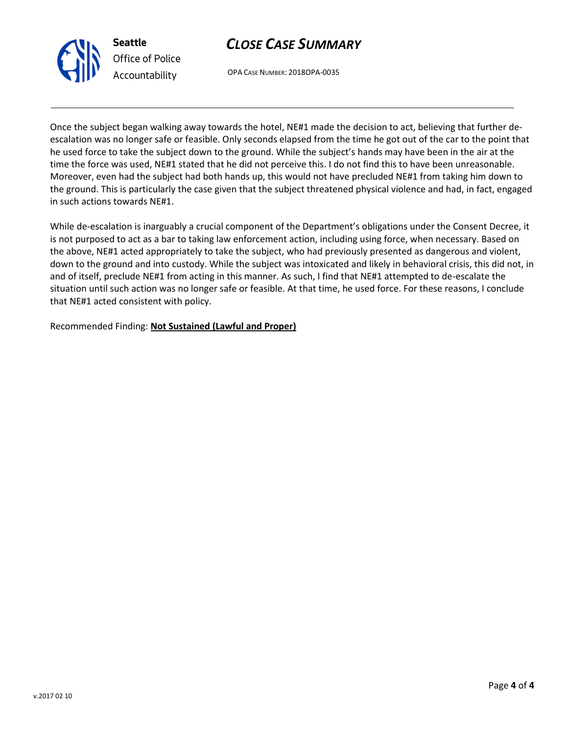Once the subject began walking away towards the hotel, NE#1 made the decision to act, believing that further de-escalation was no longer safe or feasible. Only seconds elapsed from the time he got out of the car to the point that he used force to take the subject down to the ground. While the subject's hands may have been in the air at the time the force was used, NE#1 stated that he did not perceive this. I do not find this to have been unreasonable. Moreover, even had the subject had both hands up, this would not have precluded NE#1 from taking him down to the ground. This is particularly the case given that the subject threatened physical violence and had, in fact, engaged in such actions towards NE#1.

While de-escalation is inarguably a crucial component of the Department's obligations under the Consent Decree, it is not purposed to act as a bar to taking law enforcement action, including using force, when necessary. Based on the above, NE#1 acted appropriately to take the subject, who had previously presented as dangerous and violent, down to the ground and into custody. While the subject was intoxicated and likely in behavioral crisis, this did not, in and of itself, preclude NE#1 from acting in this manner. As such, I find that NE#1 attempted to de-escalate the situation until such action was no longer safe or feasible. At that time, he used force. For these reasons, I conclude that NE#1 acted consistent with policy.

Recommended Finding: **Not Sustained (Lawful and Proper)**